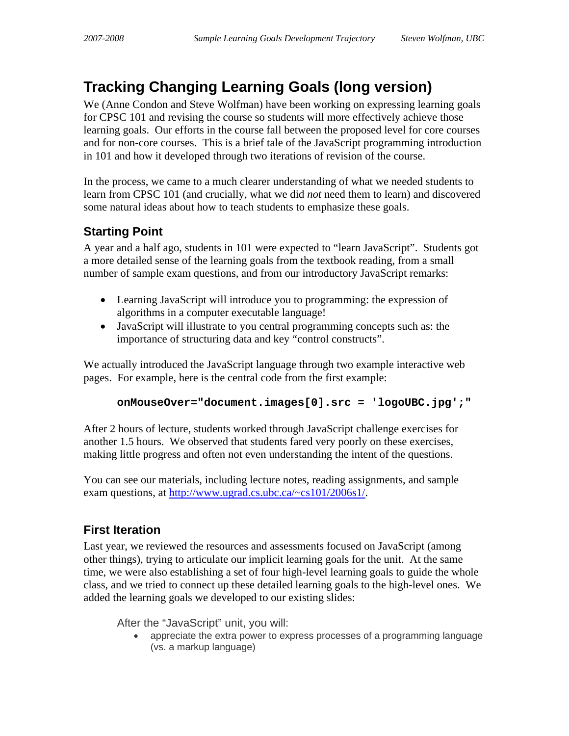# Tracking Changing Learning Goals (long version)

We (Anne Condon and Steve Wolfman) have been working on expressing learning goals for CPSC 101 and revising the course so students will more effectively achieve those learning goals. Our efforts in the course fall between the proposed level for core courses and for non-core courses. This is a brief tale of the JavaScript programming introduction in 101 and how it developed through two iterations of revision of the course.

In the process, we came to a much clearer understanding of what we needed students to learn from CPSC 101 (and crucially, what we did *not* need them to learn) and discovered some natural ideas about how to teach students to emphasize these goals.

## Starting Point

A year and a half ago, students in 101 were expected to "learn JavaScript". Students got a more detailed sense of the learning goals from the textbook reading, from a small number of sample exam questions, and from our introductory JavaScript remarks:

- Learning JavaScript will introduce you to programming: the expression of algorithms in a computer executable language!
- JavaScript will illustrate to you central programming concepts such as: the importance of structuring data and key "control constructs".

We actually introduced the JavaScript language through two example interactive web pages. For example, here is the central code from the first example:

```
onMouseOver="document.images[0].src = 'logoUBC.jpg';"
```

After 2 hours of lecture, students worked through JavaScript challenge exercises for another 1.5 hours. We observed that students fared very poorly on these exercises, making little progress and often not even understanding the intent of the questions.

You can see our materials, including lecture notes, reading assignments, and sample exam questions, at [http://www.ugrad.cs.ubc.ca/~cs101/2006s1/](http://www.ugrad.cs.ubc.ca/~cs101/2006s1/).

## First Iteration

Last year, we reviewed the resources and assessments focused on JavaScript (among other things), trying to articulate our implicit learning goals for the unit. At the same time, we were also establishing a set of four high-level learning goals to guide the whole class, and we tried to connect up these detailed learning goals to the high-level ones. We added the learning goals we developed to our existing slides:

> After the "JavaScript" unit, you will:
>
> - appreciate the extra power to express processes of a programming language (vs. a markup language)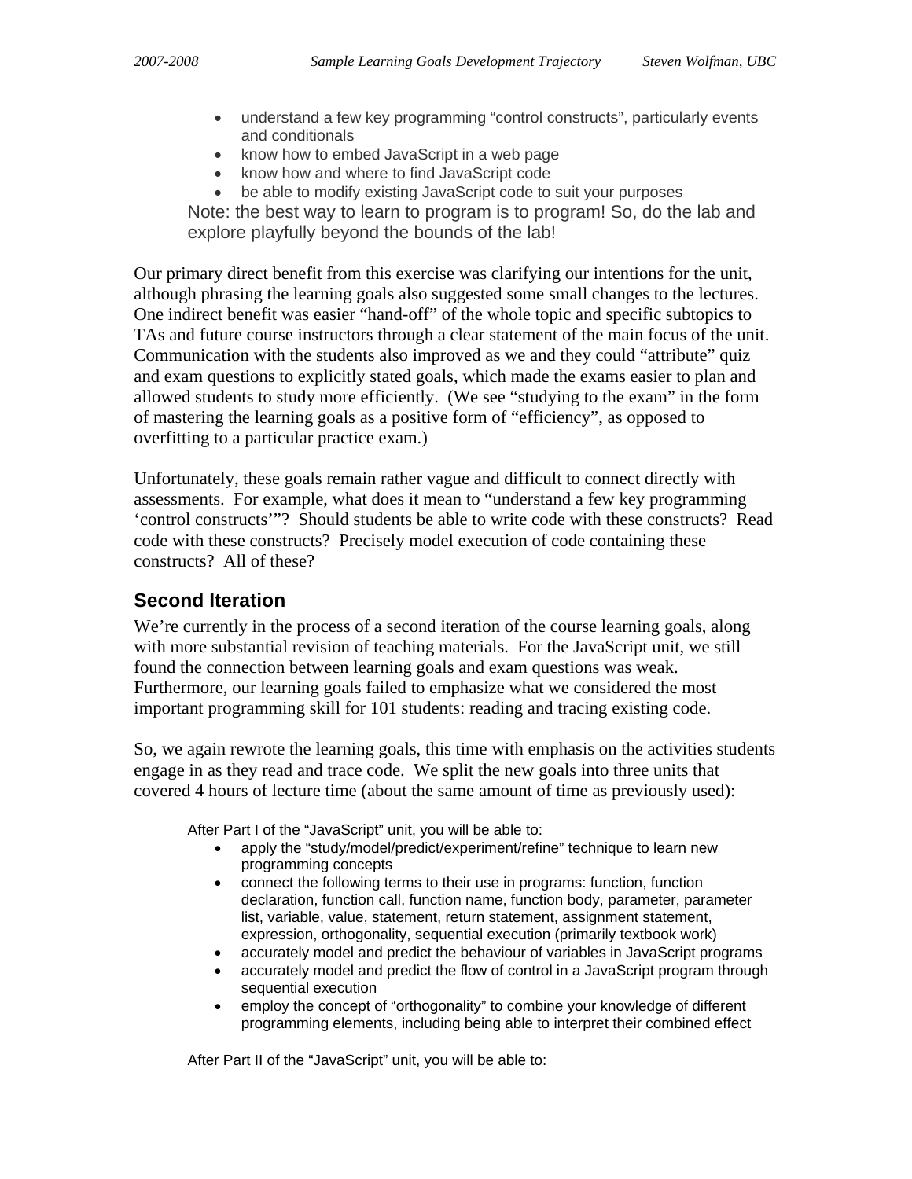- understand a few key programming "control constructs", particularly events and conditionals
- know how to embed JavaScript in a web page
- know how and where to find JavaScript code
- be able to modify existing JavaScript code to suit your purposes

Note: the best way to learn to program is to program! So, do the lab and explore playfully beyond the bounds of the lab!

Our primary direct benefit from this exercise was clarifying our intentions for the unit, although phrasing the learning goals also suggested some small changes to the lectures. One indirect benefit was easier "hand-off" of the whole topic and specific subtopics to TAs and future course instructors through a clear statement of the main focus of the unit. Communication with the students also improved as we and they could "attribute" quiz and exam questions to explicitly stated goals, which made the exams easier to plan and allowed students to study more efficiently. (We see "studying to the exam" in the form of mastering the learning goals as a positive form of "efficiency", as opposed to overfitting to a particular practice exam.)

Unfortunately, these goals remain rather vague and difficult to connect directly with assessments. For example, what does it mean to "understand a few key programming 'control constructs'"? Should students be able to write code with these constructs? Read code with these constructs? Precisely model execution of code containing these constructs? All of these?

## Second Iteration

We're currently in the process of a second iteration of the course learning goals, along with more substantial revision of teaching materials. For the JavaScript unit, we still found the connection between learning goals and exam questions was weak. Furthermore, our learning goals failed to emphasize what we considered the most important programming skill for 101 students: reading and tracing existing code.

So, we again rewrote the learning goals, this time with emphasis on the activities students engage in as they read and trace code. We split the new goals into three units that covered 4 hours of lecture time (about the same amount of time as previously used):

After Part I of the "JavaScript" unit, you will be able to:

- apply the "study/model/predict/experiment/refine" technique to learn new programming concepts
- connect the following terms to their use in programs: function, function declaration, function call, function name, function body, parameter, parameter list, variable, value, statement, return statement, assignment statement, expression, orthogonality, sequential execution (primarily textbook work)
- accurately model and predict the behaviour of variables in JavaScript programs
- accurately model and predict the flow of control in a JavaScript program through sequential execution
- employ the concept of "orthogonality" to combine your knowledge of different programming elements, including being able to interpret their combined effect

After Part II of the "JavaScript" unit, you will be able to: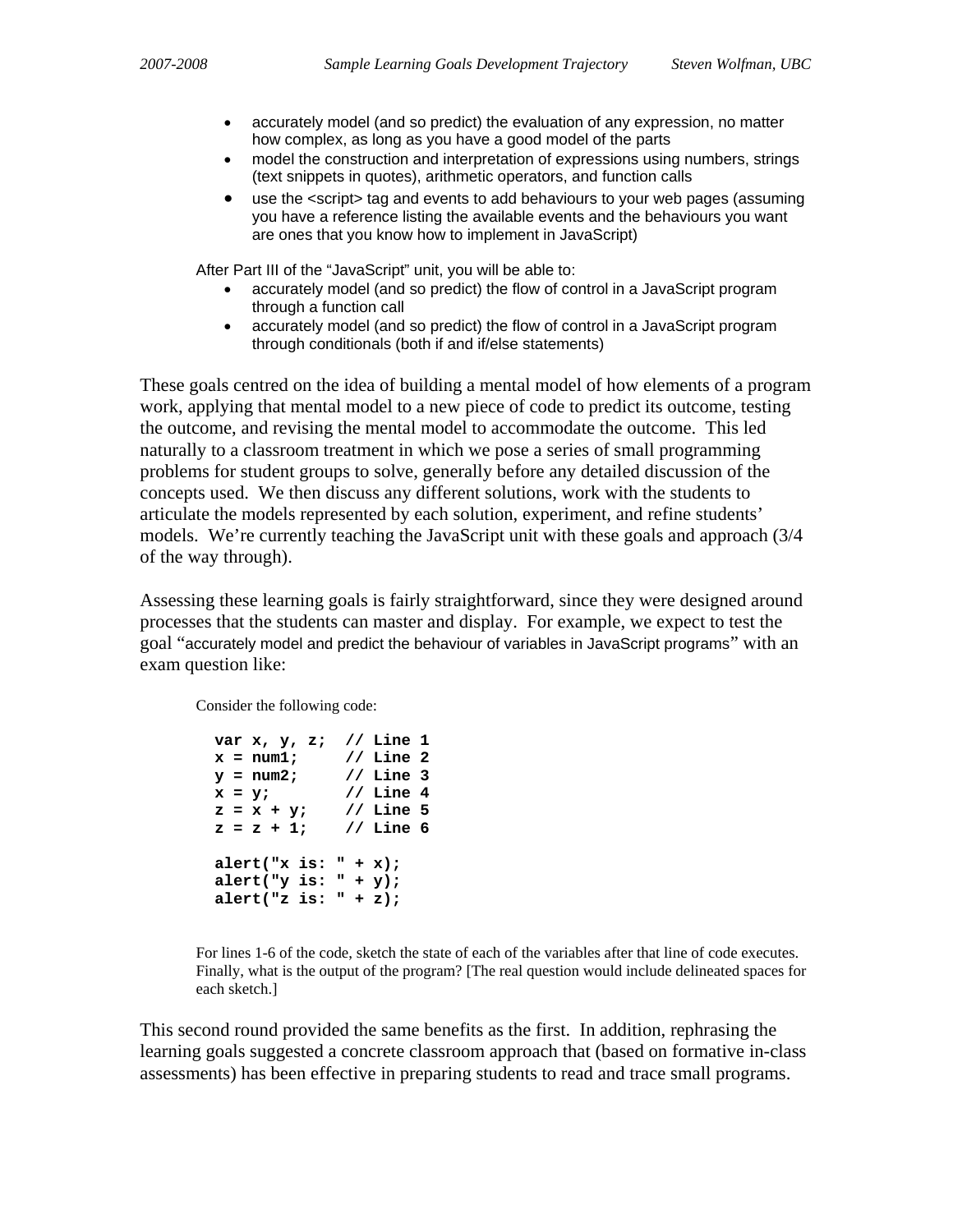- accurately model (and so predict) the evaluation of any expression, no matter how complex, as long as you have a good model of the parts
- model the construction and interpretation of expressions using numbers, strings (text snippets in quotes), arithmetic operators, and function calls
- use the <script> tag and events to add behaviours to your web pages (assuming you have a reference listing the available events and the behaviours you want are ones that you know how to implement in JavaScript)

After Part III of the "JavaScript" unit, you will be able to:

- accurately model (and so predict) the flow of control in a JavaScript program through a function call
- accurately model (and so predict) the flow of control in a JavaScript program through conditionals (both if and if/else statements)

These goals centred on the idea of building a mental model of how elements of a program work, applying that mental model to a new piece of code to predict its outcome, testing the outcome, and revising the mental model to accommodate the outcome. This led naturally to a classroom treatment in which we pose a series of small programming problems for student groups to solve, generally before any detailed discussion of the concepts used. We then discuss any different solutions, work with the students to articulate the models represented by each solution, experiment, and refine students' models. We're currently teaching the JavaScript unit with these goals and approach (3/4 of the way through).

Assessing these learning goals is fairly straightforward, since they were designed around processes that the students can master and display. For example, we expect to test the goal "accurately model and predict the behaviour of variables in JavaScript programs" with an exam question like:

> Consider the following code:
>
> ```
> var x, y, z;  // Line 1
> x = num1;     // Line 2
> y = num2;     // Line 3
> x = y;        // Line 4
> z = x + y;    // Line 5
> z = z + 1;    // Line 6
>
> alert("x is: " + x);
> alert("y is: " + y);
> alert("z is: " + z);
> ```
>
> For lines 1-6 of the code, sketch the state of each of the variables after that line of code executes. Finally, what is the output of the program? [The real question would include delineated spaces for each sketch.]

This second round provided the same benefits as the first. In addition, rephrasing the learning goals suggested a concrete classroom approach that (based on formative in-class assessments) has been effective in preparing students to read and trace small programs.